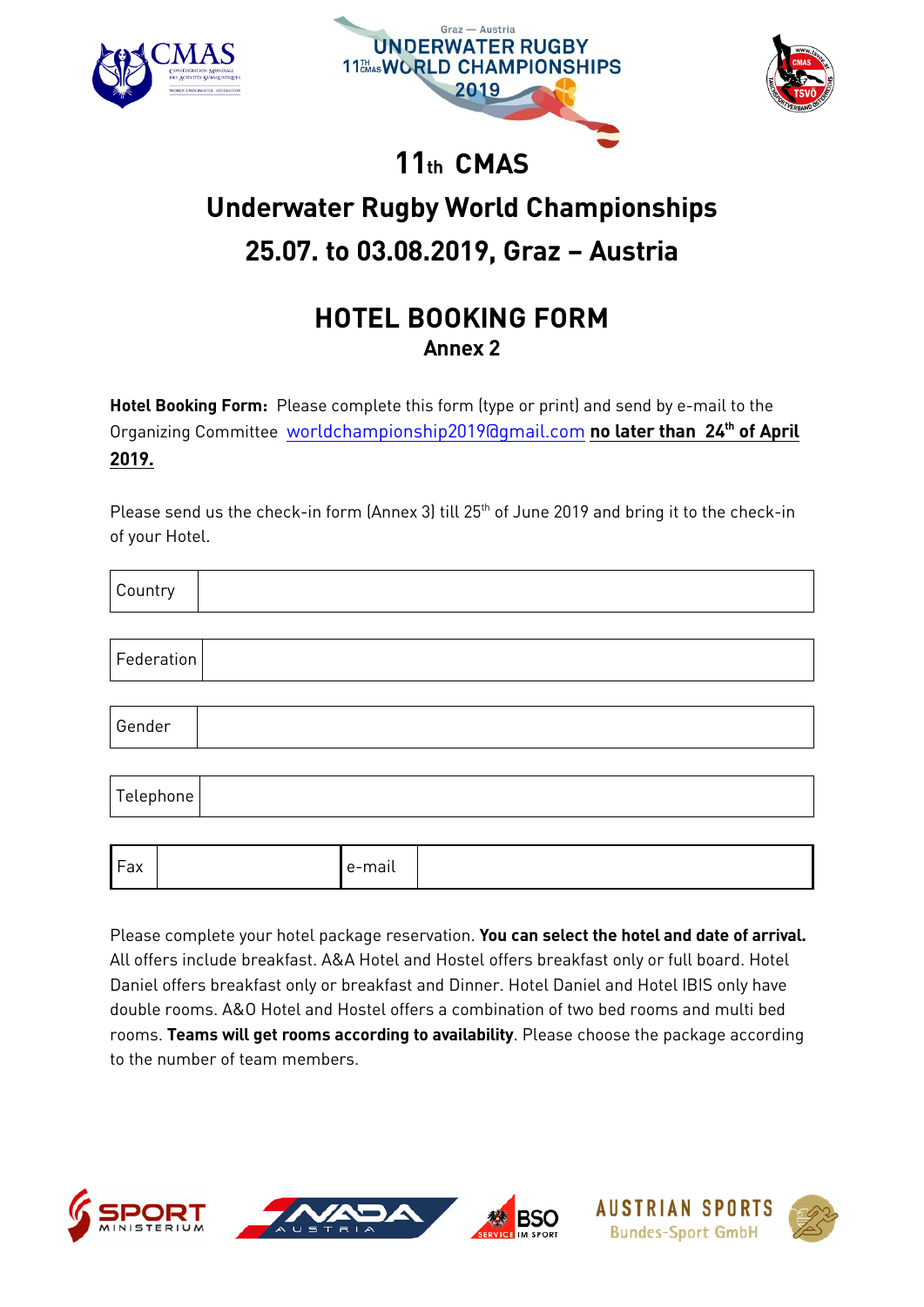# 11th CMAS

# Underwater Rugby World Championships

# 25.07. to 03.08.2019, Graz – Austria

## HOTEL BOOKING FORM

### Annex 2

**Hotel Booking Form:** Please complete this form (type or print) and send by e-mail to the Organizing Committee worldchampionship2019@gmail.com **no later than 24th of April 2019.**

Please send us the check-in form (Annex 3) till 25th of June 2019 and bring it to the check-in of your Hotel.

| Country | |
|---|---|

| Federation | |
|---|---|

| Gender | |
|---|---|

| Telephone | |
|---|---|

| Fax | | e-mail | |
|---|---|---|---|

Please complete your hotel package reservation. **You can select the hotel and date of arrival.** All offers include breakfast. A&A Hotel and Hostel offers breakfast only or full board. Hotel Daniel offers breakfast only or breakfast and Dinner. Hotel Daniel and Hotel IBIS only have double rooms. A&O Hotel and Hostel offers a combination of two bed rooms and multi bed rooms. **Teams will get rooms according to availability**. Please choose the package according to the number of team members.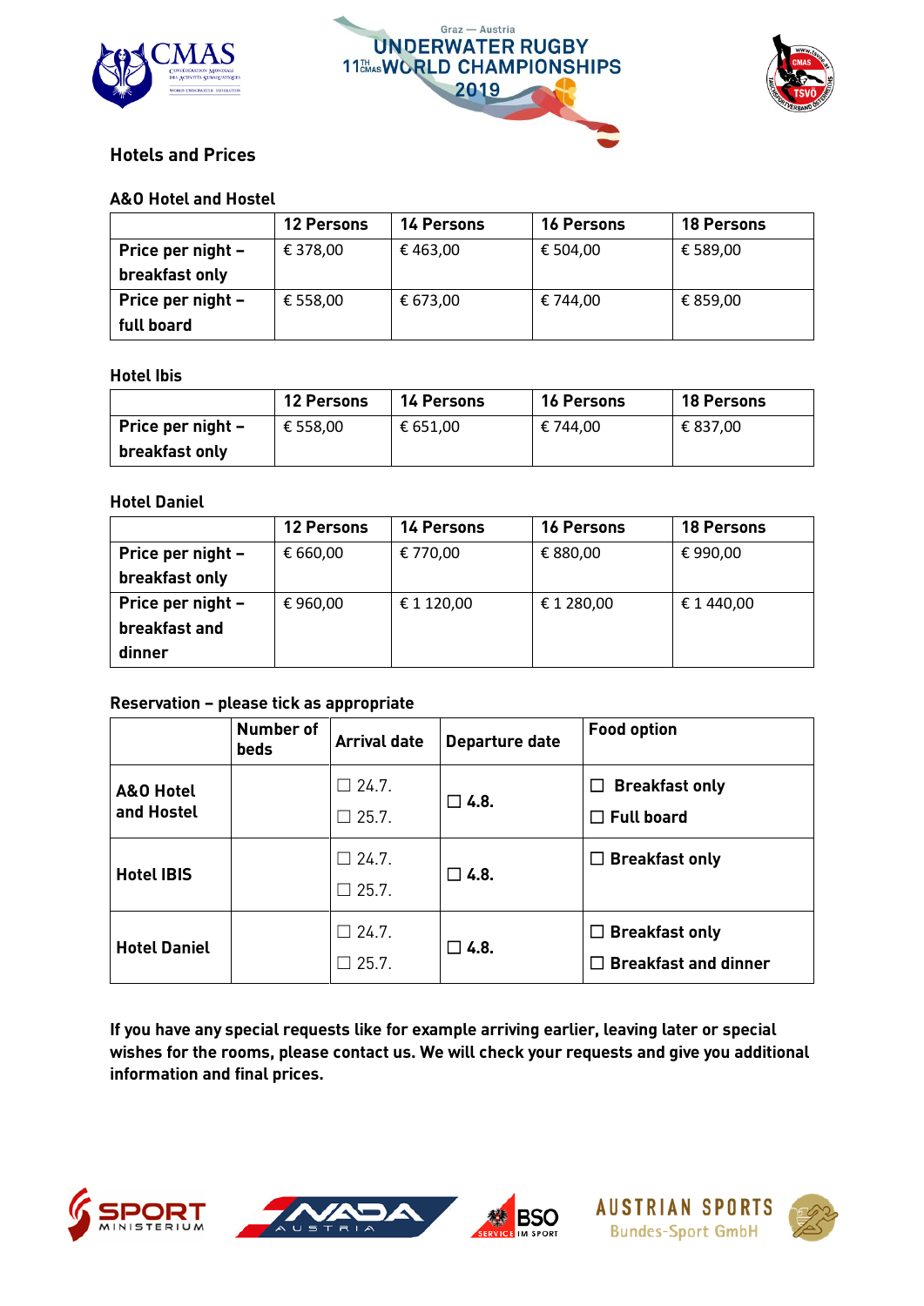## Hotels and Prices

### A&O Hotel and Hostel

| | 12 Persons | 14 Persons | 16 Persons | 18 Persons |
|---|---|---|---|---|
| **Price per night – breakfast only** | € 378,00 | € 463,00 | € 504,00 | € 589,00 |
| **Price per night – full board** | € 558,00 | € 673,00 | € 744,00 | € 859,00 |

### Hotel Ibis

| | 12 Persons | 14 Persons | 16 Persons | 18 Persons |
|---|---|---|---|---|
| **Price per night – breakfast only** | € 558,00 | € 651,00 | € 744,00 | € 837,00 |

### Hotel Daniel

| | 12 Persons | 14 Persons | 16 Persons | 18 Persons |
|---|---|---|---|---|
| **Price per night – breakfast only** | € 660,00 | € 770,00 | € 880,00 | € 990,00 |
| **Price per night – breakfast and dinner** | € 960,00 | € 1 120,00 | € 1 280,00 | € 1 440,00 |

### Reservation – please tick as appropriate

| | Number of beds | Arrival date | Departure date | Food option |
|---|---|---|---|---|
| **A&O Hotel and Hostel** | | ☐ 24.7.<br>☐ 25.7. | ☐ **4.8.** | ☐ **Breakfast only**<br>☐ **Full board** |
| **Hotel IBIS** | | ☐ 24.7.<br>☐ 25.7. | ☐ **4.8.** | ☐ **Breakfast only** |
| **Hotel Daniel** | | ☐ 24.7.<br>☐ 25.7. | ☐ **4.8.** | ☐ **Breakfast only**<br>☐ **Breakfast and dinner** |

**If you have any special requests like for example arriving earlier, leaving later or special wishes for the rooms, please contact us. We will check your requests and give you additional information and final prices.**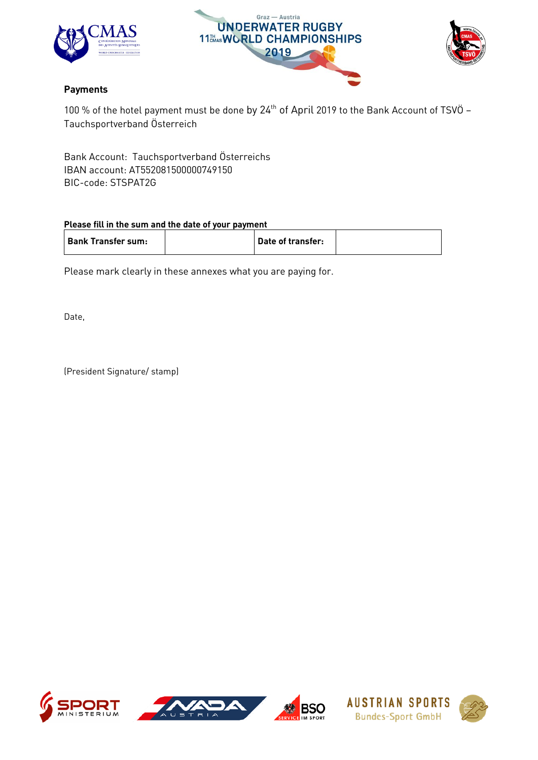## Payments

100 % of the hotel payment must be done by 24th of April 2019 to the Bank Account of TSVÖ – Tauchsportverband Österreich

Bank Account: Tauchsportverband Österreichs
IBAN account: AT552081500000749150
BIC-code: STSPAT2G

**Please fill in the sum and the date of your payment**

| | | | |
|---|---|---|---|
| **Bank Transfer sum:** | | **Date of transfer:** | |

Please mark clearly in these annexes what you are paying for.

Date,

(President Signature/ stamp)